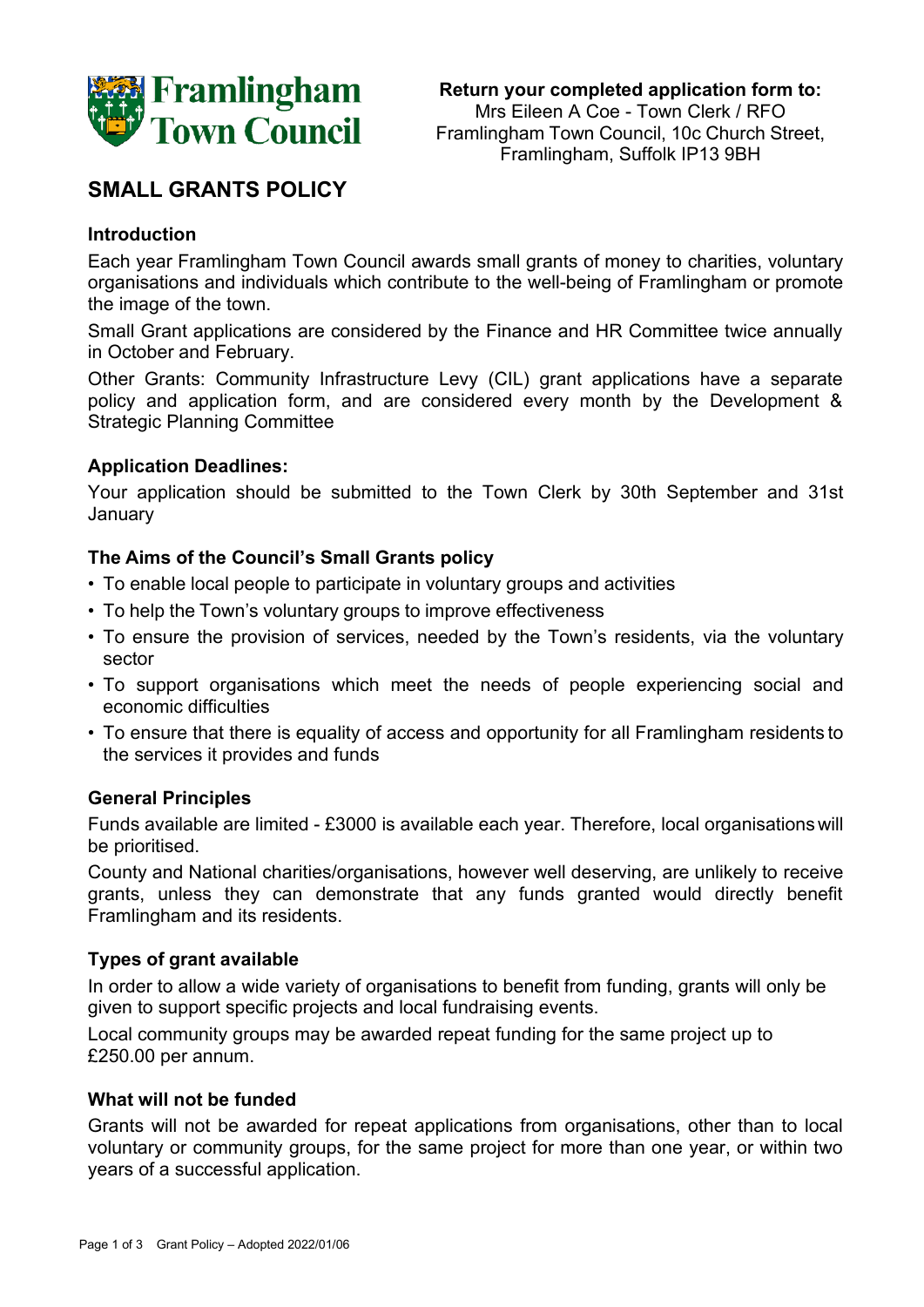**Framlingham Town Council**

**Return your completed application form to:**
Mrs Eileen A Coe - Town Clerk / RFO
Framlingham Town Council, 10c Church Street,
Framlingham, Suffolk IP13 9BH

# SMALL GRANTS POLICY

### Introduction

Each year Framlingham Town Council awards small grants of money to charities, voluntary organisations and individuals which contribute to the well-being of Framlingham or promote the image of the town.

Small Grant applications are considered by the Finance and HR Committee twice annually in October and February.

Other Grants: Community Infrastructure Levy (CIL) grant applications have a separate policy and application form, and are considered every month by the Development & Strategic Planning Committee

### Application Deadlines:

Your application should be submitted to the Town Clerk by 30th September and 31st January

### The Aims of the Council's Small Grants policy

- To enable local people to participate in voluntary groups and activities
- To help the Town's voluntary groups to improve effectiveness
- To ensure the provision of services, needed by the Town's residents, via the voluntary sector
- To support organisations which meet the needs of people experiencing social and economic difficulties
- To ensure that there is equality of access and opportunity for all Framlingham residents to the services it provides and funds

### General Principles

Funds available are limited - £3000 is available each year. Therefore, local organisations will be prioritised.

County and National charities/organisations, however well deserving, are unlikely to receive grants, unless they can demonstrate that any funds granted would directly benefit Framlingham and its residents.

### Types of grant available

In order to allow a wide variety of organisations to benefit from funding, grants will only be given to support specific projects and local fundraising events.

Local community groups may be awarded repeat funding for the same project up to £250.00 per annum.

### What will not be funded

Grants will not be awarded for repeat applications from organisations, other than to local voluntary or community groups, for the same project for more than one year, or within two years of a successful application.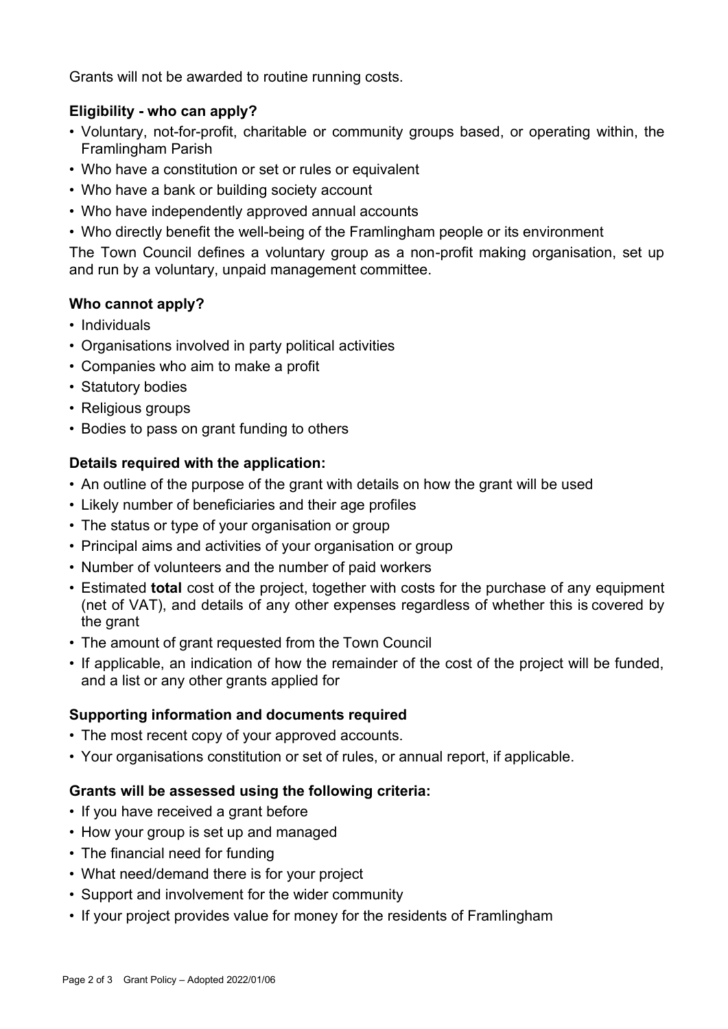Grants will not be awarded to routine running costs.

**Eligibility - who can apply?**

- Voluntary, not-for-profit, charitable or community groups based, or operating within, the Framlingham Parish
- Who have a constitution or set or rules or equivalent
- Who have a bank or building society account
- Who have independently approved annual accounts
- Who directly benefit the well-being of the Framlingham people or its environment

The Town Council defines a voluntary group as a non-profit making organisation, set up and run by a voluntary, unpaid management committee.

**Who cannot apply?**

- Individuals
- Organisations involved in party political activities
- Companies who aim to make a profit
- Statutory bodies
- Religious groups
- Bodies to pass on grant funding to others

**Details required with the application:**

- An outline of the purpose of the grant with details on how the grant will be used
- Likely number of beneficiaries and their age profiles
- The status or type of your organisation or group
- Principal aims and activities of your organisation or group
- Number of volunteers and the number of paid workers
- Estimated **total** cost of the project, together with costs for the purchase of any equipment (net of VAT), and details of any other expenses regardless of whether this is covered by the grant
- The amount of grant requested from the Town Council
- If applicable, an indication of how the remainder of the cost of the project will be funded, and a list or any other grants applied for

**Supporting information and documents required**

- The most recent copy of your approved accounts.
- Your organisations constitution or set of rules, or annual report, if applicable.

**Grants will be assessed using the following criteria:**

- If you have received a grant before
- How your group is set up and managed
- The financial need for funding
- What need/demand there is for your project
- Support and involvement for the wider community
- If your project provides value for money for the residents of Framlingham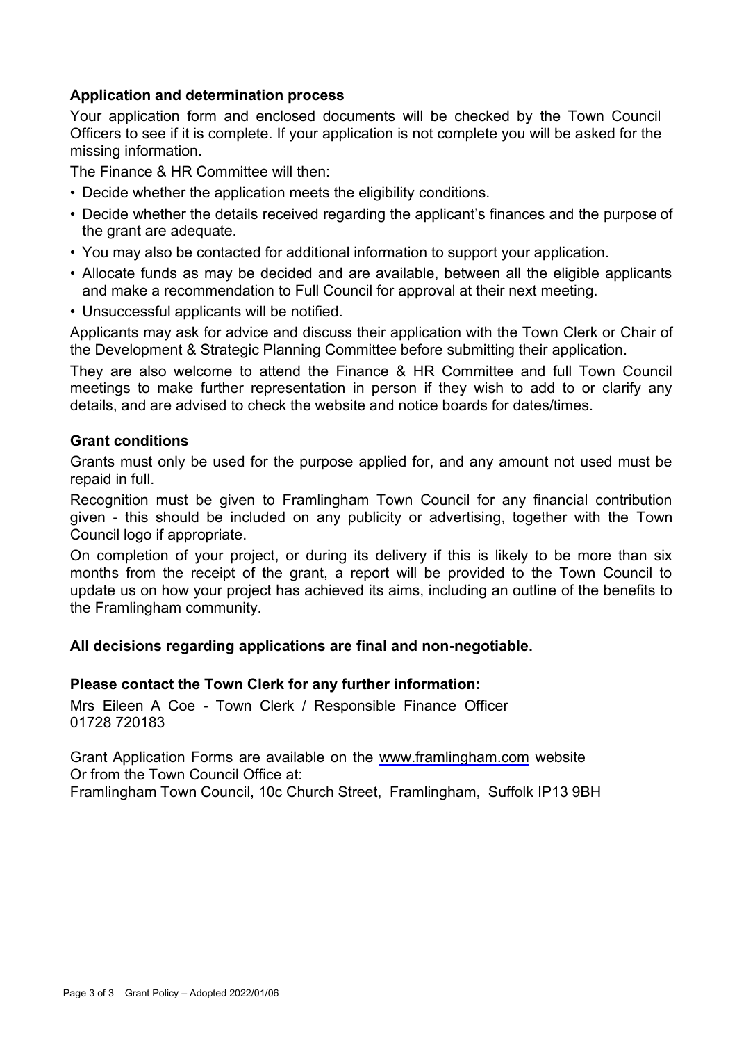### Application and determination process

Your application form and enclosed documents will be checked by the Town Council Officers to see if it is complete. If your application is not complete you will be asked for the missing information.

The Finance & HR Committee will then:

- Decide whether the application meets the eligibility conditions.
- Decide whether the details received regarding the applicant's finances and the purpose of the grant are adequate.
- You may also be contacted for additional information to support your application.
- Allocate funds as may be decided and are available, between all the eligible applicants and make a recommendation to Full Council for approval at their next meeting.
- Unsuccessful applicants will be notified.

Applicants may ask for advice and discuss their application with the Town Clerk or Chair of the Development & Strategic Planning Committee before submitting their application.

They are also welcome to attend the Finance & HR Committee and full Town Council meetings to make further representation in person if they wish to add to or clarify any details, and are advised to check the website and notice boards for dates/times.

### Grant conditions

Grants must only be used for the purpose applied for, and any amount not used must be repaid in full.

Recognition must be given to Framlingham Town Council for any financial contribution given - this should be included on any publicity or advertising, together with the Town Council logo if appropriate.

On completion of your project, or during its delivery if this is likely to be more than six months from the receipt of the grant, a report will be provided to the Town Council to update us on how your project has achieved its aims, including an outline of the benefits to the Framlingham community.

**All decisions regarding applications are final and non-negotiable.**

**Please contact the Town Clerk for any further information:**

Mrs Eileen A Coe - Town Clerk / Responsible Finance Officer
01728 720183

Grant Application Forms are available on the www.framlingham.com website
Or from the Town Council Office at:
Framlingham Town Council, 10c Church Street, Framlingham, Suffolk IP13 9BH